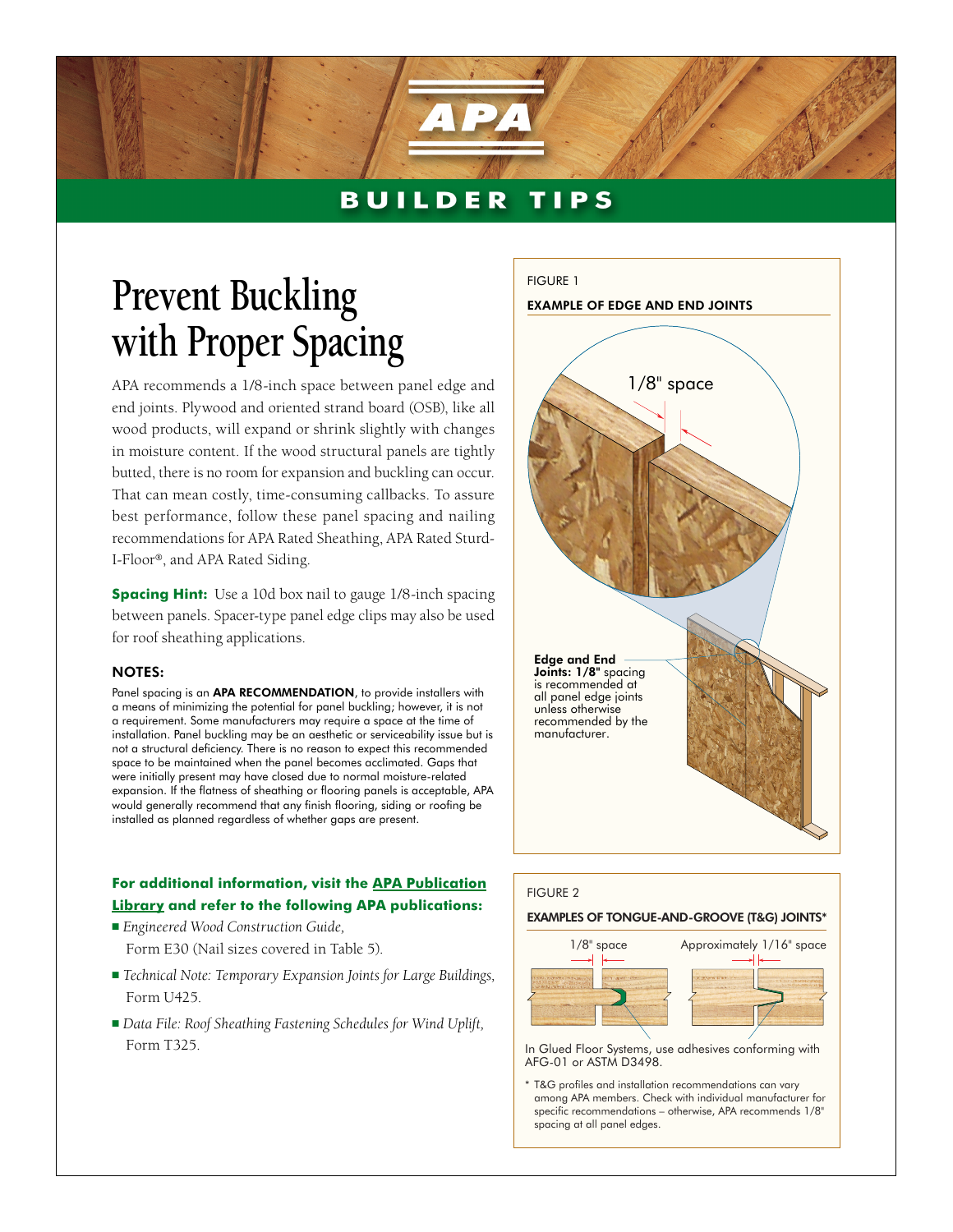# BUILDER TIPS

# Prevent Buckling with Proper Spacing

APA recommends a 1/8-inch space between panel edge and end joints. Plywood and oriented strand board (OSB), like all wood products, will expand or shrink slightly with changes in moisture content. If the wood structural panels are tightly butted, there is no room for expansion and buckling can occur. That can mean costly, time-consuming callbacks. To assure best performance, follow these panel spacing and nailing recommendations for APA Rated Sheathing, APA Rated Sturd-I-Floor®, and APA Rated Siding.

**Spacing Hint:** Use a 10d box nail to gauge 1/8-inch spacing between panels. Spacer-type panel edge clips may also be used for roof sheathing applications.

### NOTES:

Panel spacing is an **APA RECOMMENDATION**, to provide installers with a means of minimizing the potential for panel buckling; however, it is not a requirement. Some manufacturers may require a space at the time of installation. Panel buckling may be an aesthetic or serviceability issue but is not a structural deficiency. There is no reason to expect this recommended space to be maintained when the panel becomes acclimated. Gaps that were initially present may have closed due to normal moisture-related expansion. If the flatness of sheathing or flooring panels is acceptable, APA would generally recommend that any finish flooring, siding or roofing be installed as planned regardless of whether gaps are present.

**For additional information, visit the APA Publication Library and refer to the following APA publications:**

- *Engineered Wood Construction Guide,* Form E30 (Nail sizes covered in Table 5).
- *Technical Note: Temporary Expansion Joints for Large Buildings,* Form U425.
- *Data File: Roof Sheathing Fastening Schedules for Wind Uplift,* Form T325.

FIGURE 1

EXAMPLE OF EDGE AND END JOINTS

1/8" space

**Edge and End Joints: 1/8"** spacing is recommended at all panel edge joints unless otherwise recommended by the manufacturer.

FIGURE 2

EXAMPLES OF TONGUE-AND-GROOVE (T&G) JOINTS*

1/8" space

Approximately 1/16" space

In Glued Floor Systems, use adhesives conforming with AFG-01 or ASTM D3498.

* T&G profiles and installation recommendations can vary among APA members. Check with individual manufacturer for specific recommendations – otherwise, APA recommends 1/8" spacing at all panel edges.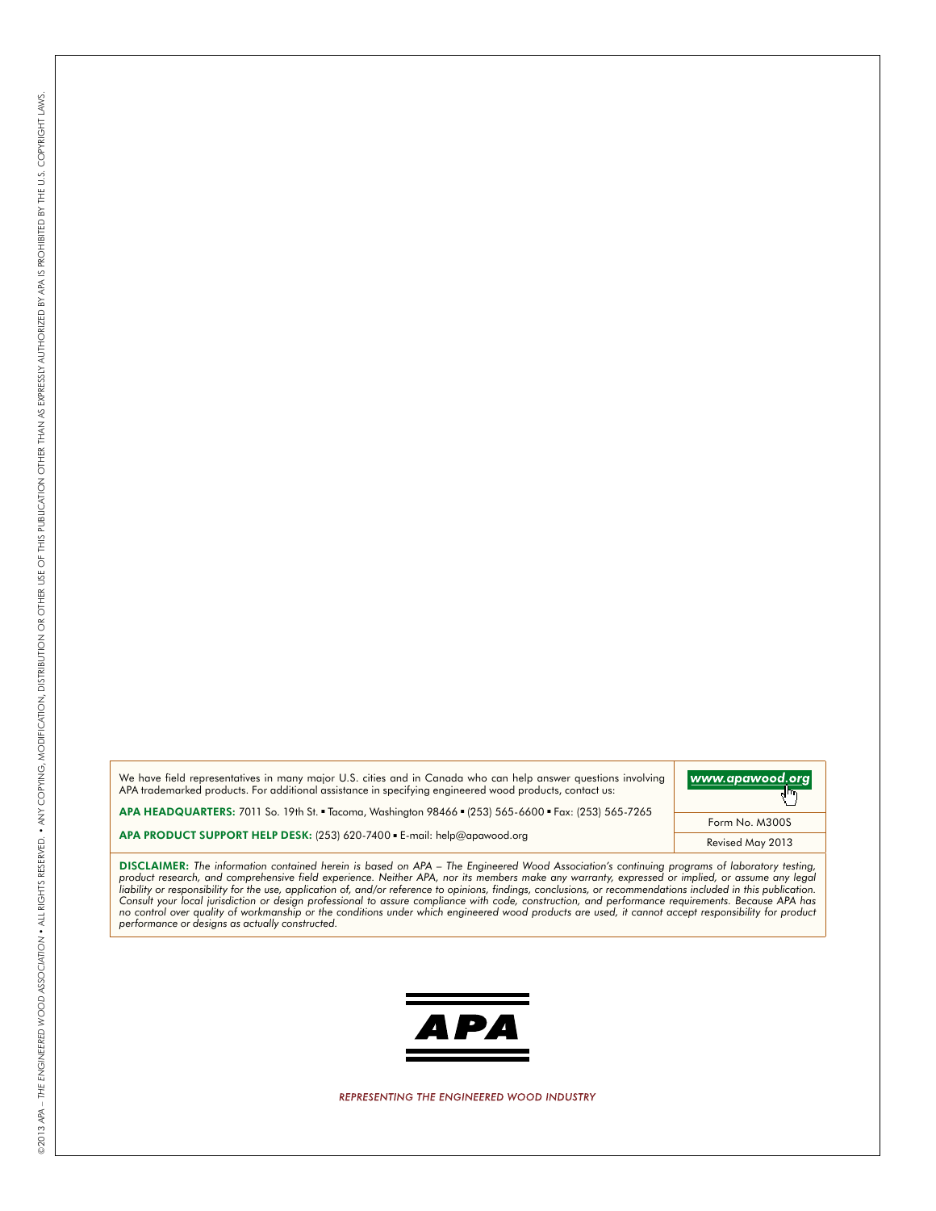We have field representatives in many major U.S. cities and in Canada who can help answer questions involving APA trademarked products. For additional assistance in specifying engineered wood products, contact us:

**APA HEADQUARTERS:** 7011 So. 19th St. ▪ Tacoma, Washington 98466 ▪ (253) 565-6600 ▪ Fax: (253) 565-7265

**APA PRODUCT SUPPORT HELP DESK:** (253) 620-7400 ▪ E-mail: help@apawood.org

www.apawood.org

Form No. M300S

Revised May 2013

**DISCLAIMER:** *The information contained herein is based on APA – The Engineered Wood Association's continuing programs of laboratory testing, product research, and comprehensive field experience. Neither APA, nor its members make any warranty, expressed or implied, or assume any legal liability or responsibility for the use, application of, and/or reference to opinions, findings, conclusions, or recommendations included in this publication. Consult your local jurisdiction or design professional to assure compliance with code, construction, and performance requirements. Because APA has no control over quality of workmanship or the conditions under which engineered wood products are used, it cannot accept responsibility for product performance or designs as actually constructed.*

APA

*REPRESENTING THE ENGINEERED WOOD INDUSTRY*

©2013 *APA – THE ENGINEERED WOOD ASSOCIATION* • ALL RIGHTS RESERVED. • ANY COPYING, MODIFICATION, DISTRIBUTION OR OTHER USE OF THIS PUBLICATION OTHER THAN AS EXPRESSLY AUTHORIZED BY APA IS PROHIBITED BY THE U.S. COPYRIGHT LAWS.